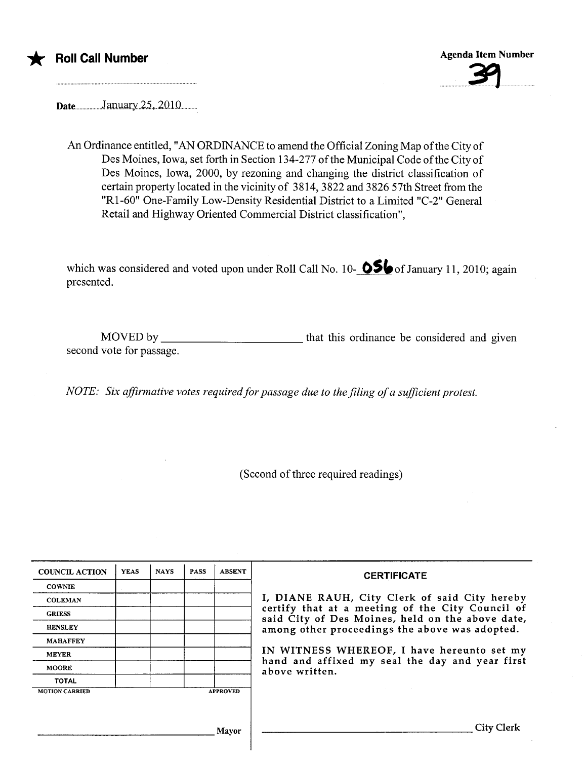★ **Roll Call Number**

**Agenda Item Number**

39

Date January 25, 2010

An Ordinance entitled, "AN ORDINANCE to amend the Official Zoning Map of the City of Des Moines, Iowa, set forth in Section 134-277 of the Municipal Code of the City of Des Moines, Iowa, 2000, by rezoning and changing the district classification of certain property located in the vicinity of 3814, 3822 and 3826 57th Street from the "R1-60" One-Family Low-Density Residential District to a Limited "C-2" General Retail and Highway Oriented Commercial District classification",

which was considered and voted upon under Roll Call No. 10-056 of January 11, 2010; again presented.

MOVED by ________________________ that this ordinance be considered and given second vote for passage.

*NOTE: Six affirmative votes required for passage due to the filing of a sufficient protest.*

(Second of three required readings)

| COUNCIL ACTION | YEAS | NAYS | PASS | ABSENT |
|---|---|---|---|---|
| COWNIE | | | | |
| COLEMAN | | | | |
| GRIESS | | | | |
| HENSLEY | | | | |
| MAHAFFEY | | | | |
| MEYER | | | | |
| MOORE | | | | |
| TOTAL | | | | |

MOTION CARRIED APPROVED

________________________ Mayor

**CERTIFICATE**

I, DIANE RAUH, City Clerk of said City hereby certify that at a meeting of the City Council of said City of Des Moines, held on the above date, among other proceedings the above was adopted.

IN WITNESS WHEREOF, I have hereunto set my hand and affixed my seal the day and year first above written.

________________________ City Clerk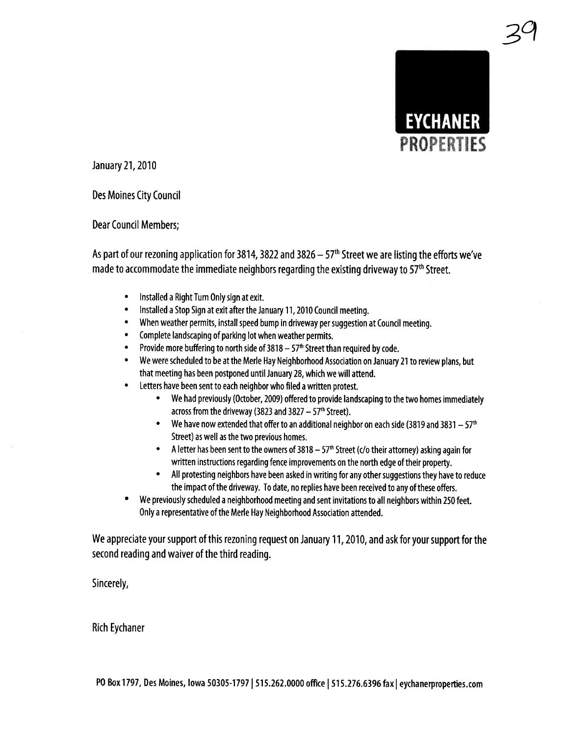EYCHANER PROPERTIES

January 21, 2010

Des Moines City Council

Dear Council Members;

As part of our rezoning application for 3814, 3822 and 3826 – 57th Street we are listing the efforts we've made to accommodate the immediate neighbors regarding the existing driveway to 57th Street.

- Installed a Right Turn Only sign at exit.
- Installed a Stop Sign at exit after the January 11, 2010 Council meeting.
- When weather permits, install speed bump in driveway per suggestion at Council meeting.
- Complete landscaping of parking lot when weather permits.
- Provide more buffering to north side of 3818 – 57th Street than required by code.
- We were scheduled to be at the Merle Hay Neighborhood Association on January 21 to review plans, but that meeting has been postponed until January 28, which we will attend.
- Letters have been sent to each neighbor who filed a written protest.
    - We had previously (October, 2009) offered to provide landscaping to the two homes immediately across from the driveway (3823 and 3827 – 57th Street).
    - We have now extended that offer to an additional neighbor on each side (3819 and 3831 – 57th Street) as well as the two previous homes.
    - A letter has been sent to the owners of 3818 – 57th Street (c/o their attorney) asking again for written instructions regarding fence improvements on the north edge of their property.
    - All protesting neighbors have been asked in writing for any other suggestions they have to reduce the impact of the driveway. To date, no replies have been received to any of these offers.
- We previously scheduled a neighborhood meeting and sent invitations to all neighbors within 250 feet. Only a representative of the Merle Hay Neighborhood Association attended.

We appreciate your support of this rezoning request on January 11, 2010, and ask for your support for the second reading and waiver of the third reading.

Sincerely,

Rich Eychaner

PO Box 1797, Des Moines, Iowa 50305-1797 | 515.262.0000 office | 515.276.6396 fax | eychanerproperties.com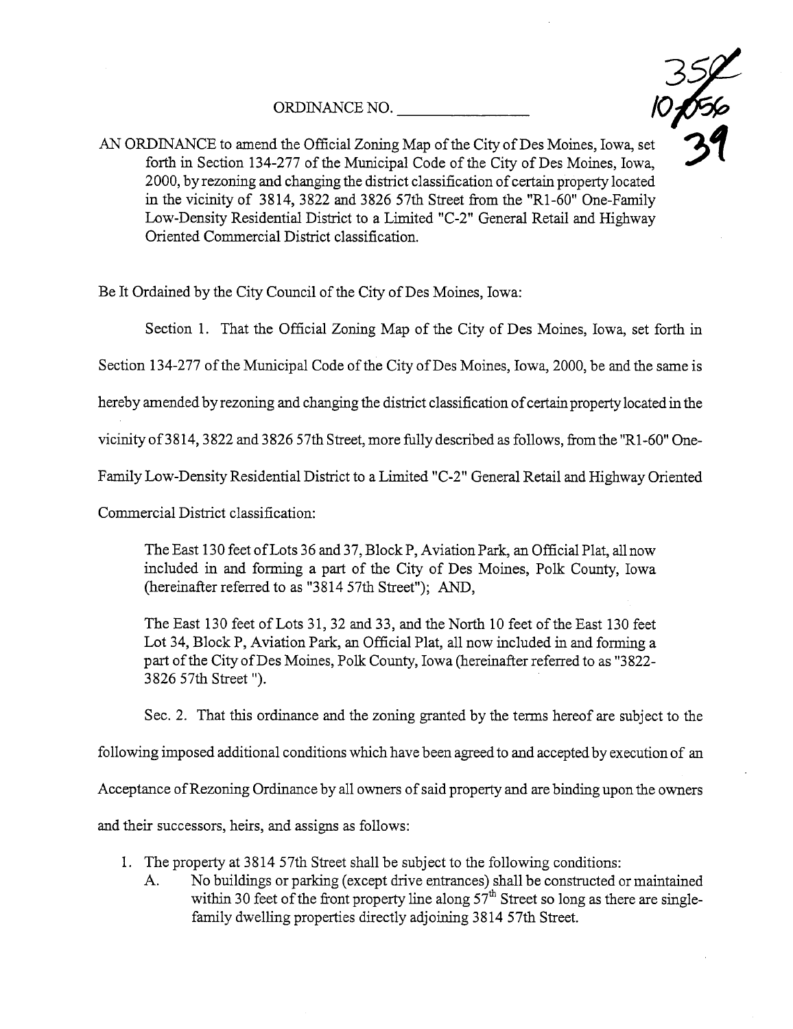ORDINANCE NO. _______________

35
10556
39

AN ORDINANCE to amend the Official Zoning Map of the City of Des Moines, Iowa, set forth in Section 134-277 of the Municipal Code of the City of Des Moines, Iowa, 2000, by rezoning and changing the district classification of certain property located in the vicinity of 3814, 3822 and 3826 57th Street from the "R1-60" One-Family Low-Density Residential District to a Limited "C-2" General Retail and Highway Oriented Commercial District classification.

Be It Ordained by the City Council of the City of Des Moines, Iowa:

Section 1. That the Official Zoning Map of the City of Des Moines, Iowa, set forth in Section 134-277 of the Municipal Code of the City of Des Moines, Iowa, 2000, be and the same is hereby amended by rezoning and changing the district classification of certain property located in the vicinity of 3814, 3822 and 3826 57th Street, more fully described as follows, from the "R1-60" One-Family Low-Density Residential District to a Limited "C-2" General Retail and Highway Oriented Commercial District classification:

> The East 130 feet of Lots 36 and 37, Block P, Aviation Park, an Official Plat, all now included in and forming a part of the City of Des Moines, Polk County, Iowa (hereinafter referred to as "3814 57th Street"); AND,
>
> The East 130 feet of Lots 31, 32 and 33, and the North 10 feet of the East 130 feet Lot 34, Block P, Aviation Park, an Official Plat, all now included in and forming a part of the City of Des Moines, Polk County, Iowa (hereinafter referred to as "3822-3826 57th Street ").

Sec. 2. That this ordinance and the zoning granted by the terms hereof are subject to the following imposed additional conditions which have been agreed to and accepted by execution of an Acceptance of Rezoning Ordinance by all owners of said property and are binding upon the owners and their successors, heirs, and assigns as follows:

1. The property at 3814 57th Street shall be subject to the following conditions:
   A. No buildings or parking (except drive entrances) shall be constructed or maintained within 30 feet of the front property line along 57th Street so long as there are single-family dwelling properties directly adjoining 3814 57th Street.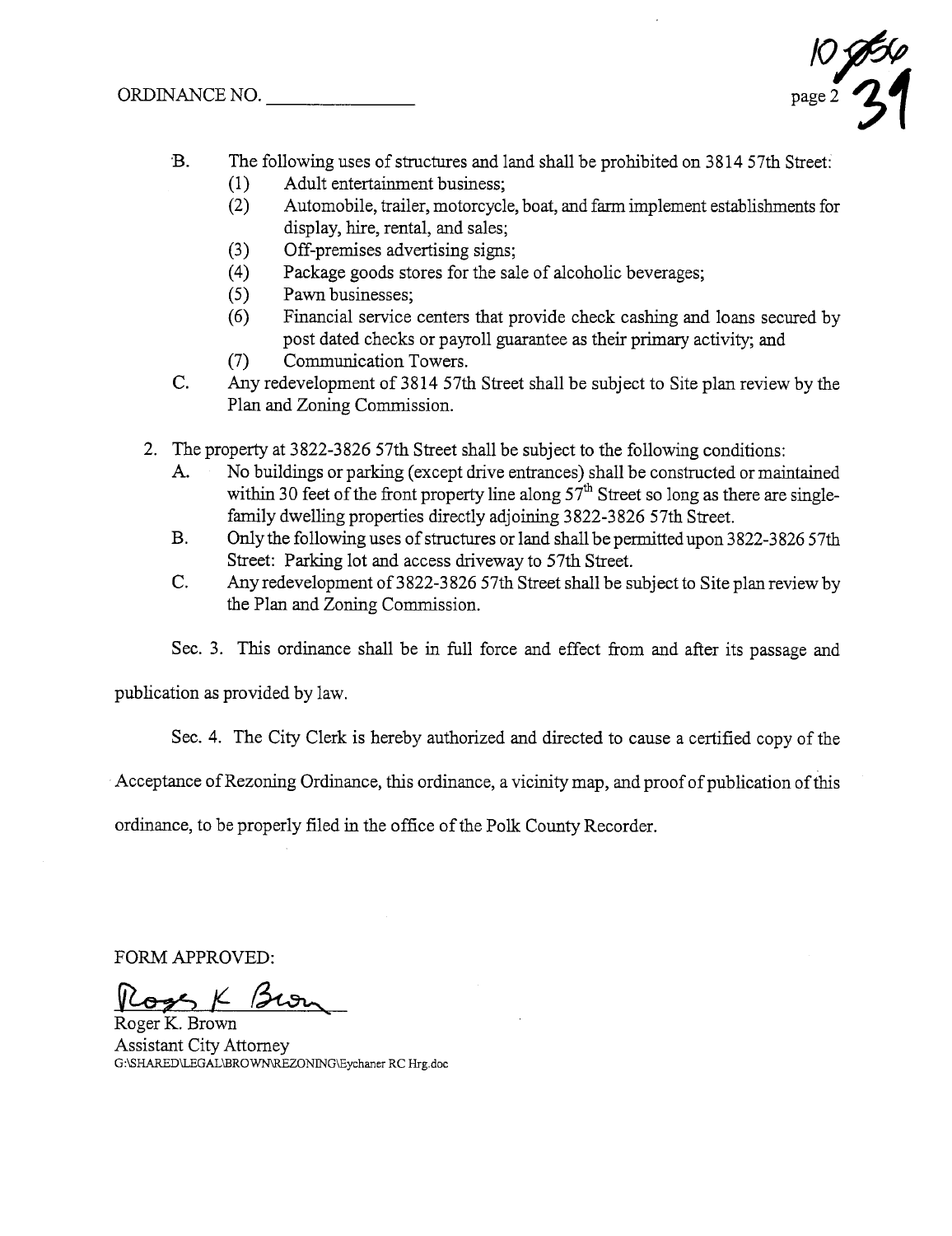ORDINANCE NO. _______________

B. The following uses of structures and land shall be prohibited on 3814 57th Street:
   (1) Adult entertainment business;
   (2) Automobile, trailer, motorcycle, boat, and farm implement establishments for display, hire, rental, and sales;
   (3) Off-premises advertising signs;
   (4) Package goods stores for the sale of alcoholic beverages;
   (5) Pawn businesses;
   (6) Financial service centers that provide check cashing and loans secured by post dated checks or payroll guarantee as their primary activity; and
   (7) Communication Towers.

C. Any redevelopment of 3814 57th Street shall be subject to Site plan review by the Plan and Zoning Commission.

2. The property at 3822-3826 57th Street shall be subject to the following conditions:
   A. No buildings or parking (except drive entrances) shall be constructed or maintained within 30 feet of the front property line along 57th Street so long as there are single-family dwelling properties directly adjoining 3822-3826 57th Street.
   B. Only the following uses of structures or land shall be permitted upon 3822-3826 57th Street: Parking lot and access driveway to 57th Street.
   C. Any redevelopment of 3822-3826 57th Street shall be subject to Site plan review by the Plan and Zoning Commission.

Sec. 3. This ordinance shall be in full force and effect from and after its passage and publication as provided by law.

Sec. 4. The City Clerk is hereby authorized and directed to cause a certified copy of the Acceptance of Rezoning Ordinance, this ordinance, a vicinity map, and proof of publication of this ordinance, to be properly filed in the office of the Polk County Recorder.

FORM APPROVED:

Roger K. Brown

Roger K. Brown
Assistant City Attorney
G:\SHARED\LEGAL\BROWN\REZONING\Eychaner RC Hrg.doc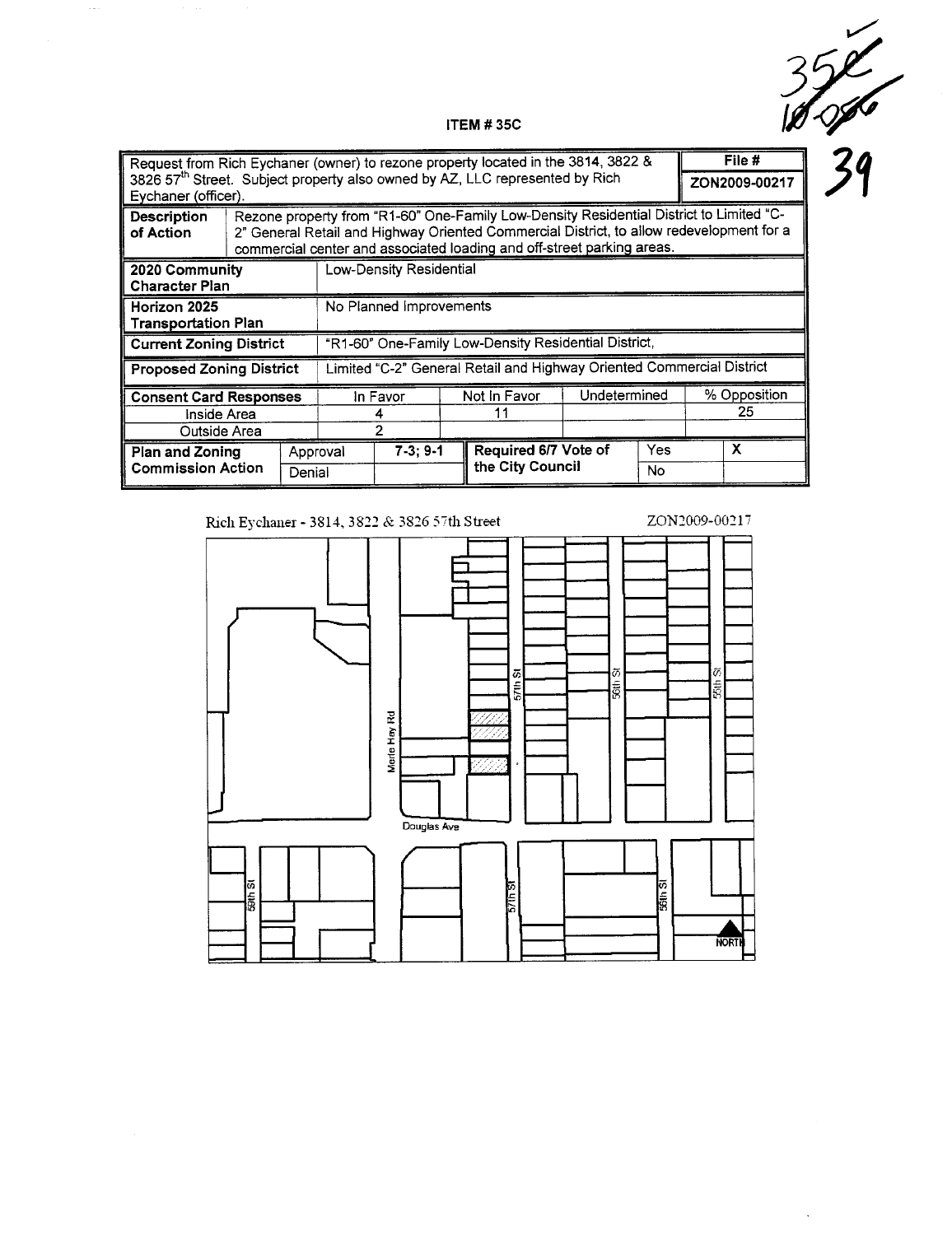35C
10-056
39

**ITEM # 35C**

| Request from Rich Eychaner (owner) to rezone property located in the 3814, 3822 & 3826 57th Street. Subject property also owned by AZ, LLC represented by Rich Eychaner (officer). | | | | | | | File # |
|---|---|---|---|---|---|---|---|
| | | | | | | | ZON2009-00217 |
| **Description of Action** | Rezone property from "R1-60" One-Family Low-Density Residential District to Limited "C-2" General Retail and Highway Oriented Commercial District, to allow redevelopment for a commercial center and associated loading and off-street parking areas. | | | | | | |
| **2020 Community Character Plan** | Low-Density Residential | | | | | | |
| **Horizon 2025 Transportation Plan** | No Planned Improvements | | | | | | |
| **Current Zoning District** | "R1-60" One-Family Low-Density Residential District, | | | | | | |
| **Proposed Zoning District** | Limited "C-2" General Retail and Highway Oriented Commercial District | | | | | | |
| **Consent Card Responses** | | In Favor | | Not In Favor | Undetermined | | % Opposition |
| Inside Area | | 4 | | 11 | | | 25 |
| Outside Area | | 2 | | | | | |
| **Plan and Zoning Commission Action** | Approval | 7-3; 9-1 | **Required 6/7 Vote of the City Council** | | Yes | | X |
| | Denial | | | | No | | |

Rich Eychaner - 3814, 3822 & 3826 57th Street

ZON2009-00217

Merle Hay Rd

57th St

56th St

55th St

Douglas Ave

59th St

57th St

56th St

NORTH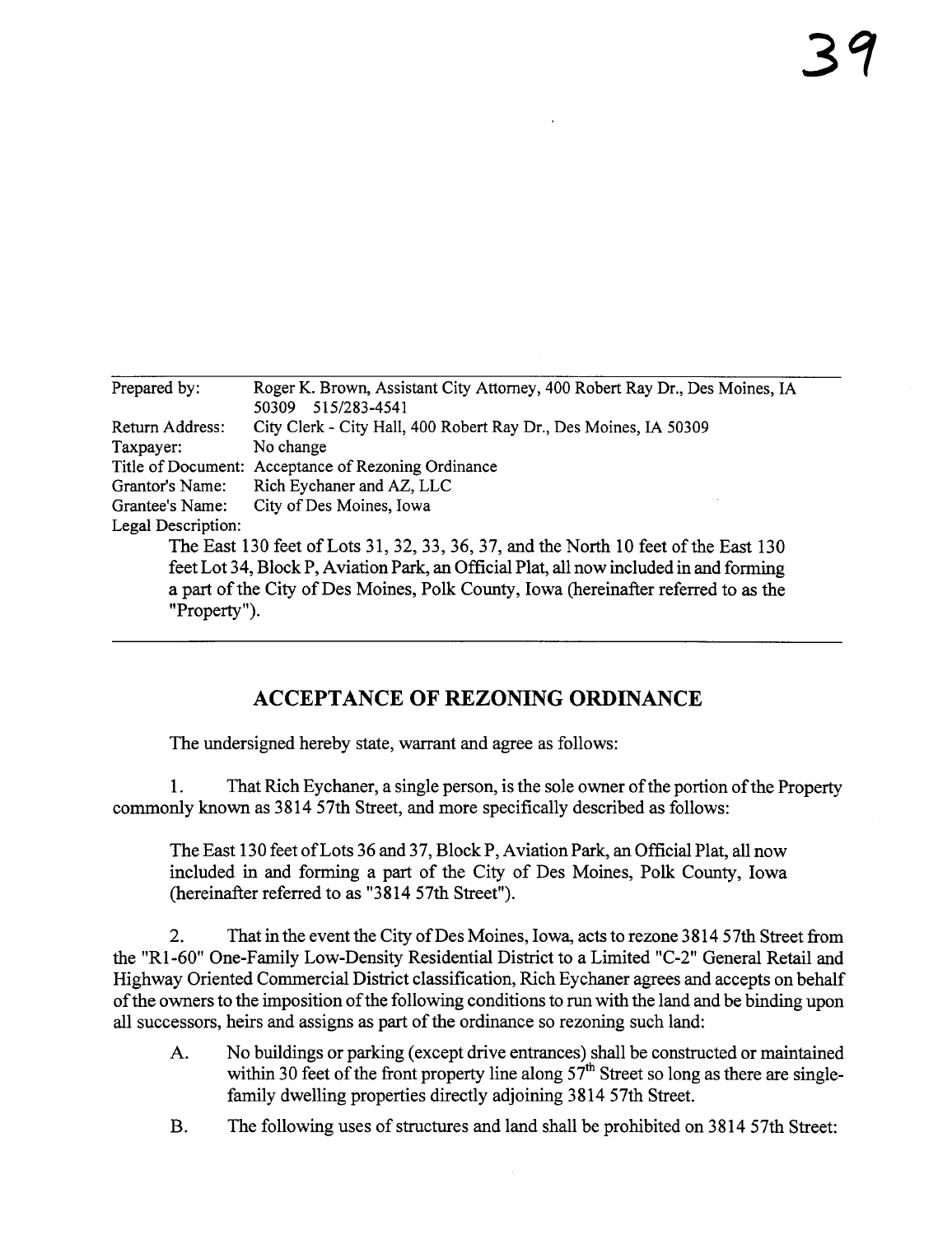39

| | |
|---|---|
| Prepared by: | Roger K. Brown, Assistant City Attorney, 400 Robert Ray Dr., Des Moines, IA 50309 515/283-4541 |
| Return Address: | City Clerk - City Hall, 400 Robert Ray Dr., Des Moines, IA 50309 |
| Taxpayer: | No change |
| Title of Document: | Acceptance of Rezoning Ordinance |
| Grantor's Name: | Rich Eychaner and AZ, LLC |
| Grantee's Name: | City of Des Moines, Iowa |
| Legal Description: | |

The East 130 feet of Lots 31, 32, 33, 36, 37, and the North 10 feet of the East 130 feet Lot 34, Block P, Aviation Park, an Official Plat, all now included in and forming a part of the City of Des Moines, Polk County, Iowa (hereinafter referred to as the "Property").

## ACCEPTANCE OF REZONING ORDINANCE

The undersigned hereby state, warrant and agree as follows:

1. That Rich Eychaner, a single person, is the sole owner of the portion of the Property commonly known as 3814 57th Street, and more specifically described as follows:

   The East 130 feet of Lots 36 and 37, Block P, Aviation Park, an Official Plat, all now included in and forming a part of the City of Des Moines, Polk County, Iowa (hereinafter referred to as "3814 57th Street").

2. That in the event the City of Des Moines, Iowa, acts to rezone 3814 57th Street from the "R1-60" One-Family Low-Density Residential District to a Limited "C-2" General Retail and Highway Oriented Commercial District classification, Rich Eychaner agrees and accepts on behalf of the owners to the imposition of the following conditions to run with the land and be binding upon all successors, heirs and assigns as part of the ordinance so rezoning such land:

   A. No buildings or parking (except drive entrances) shall be constructed or maintained within 30 feet of the front property line along 57th Street so long as there are single-family dwelling properties directly adjoining 3814 57th Street.

   B. The following uses of structures and land shall be prohibited on 3814 57th Street: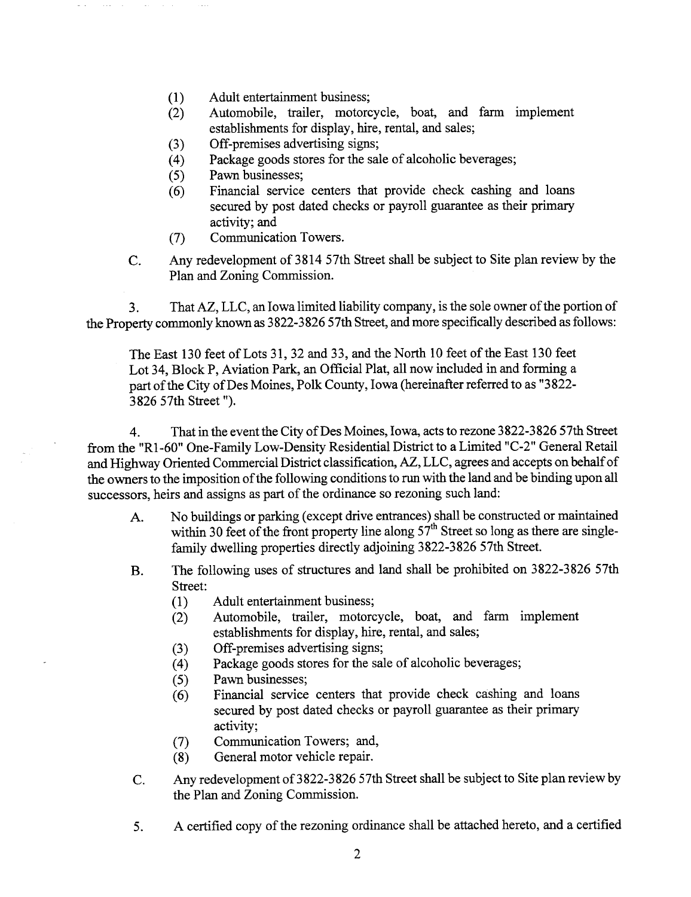(1) Adult entertainment business;
(2) Automobile, trailer, motorcycle, boat, and farm implement establishments for display, hire, rental, and sales;
(3) Off-premises advertising signs;
(4) Package goods stores for the sale of alcoholic beverages;
(5) Pawn businesses;
(6) Financial service centers that provide check cashing and loans secured by post dated checks or payroll guarantee as their primary activity; and
(7) Communication Towers.

C. Any redevelopment of 3814 57th Street shall be subject to Site plan review by the Plan and Zoning Commission.

3. That AZ, LLC, an Iowa limited liability company, is the sole owner of the portion of the Property commonly known as 3822-3826 57th Street, and more specifically described as follows:

The East 130 feet of Lots 31, 32 and 33, and the North 10 feet of the East 130 feet Lot 34, Block P, Aviation Park, an Official Plat, all now included in and forming a part of the City of Des Moines, Polk County, Iowa (hereinafter referred to as "3822-3826 57th Street ").

4. That in the event the City of Des Moines, Iowa, acts to rezone 3822-3826 57th Street from the "R1-60" One-Family Low-Density Residential District to a Limited "C-2" General Retail and Highway Oriented Commercial District classification, AZ, LLC, agrees and accepts on behalf of the owners to the imposition of the following conditions to run with the land and be binding upon all successors, heirs and assigns as part of the ordinance so rezoning such land:

A. No buildings or parking (except drive entrances) shall be constructed or maintained within 30 feet of the front property line along 57th Street so long as there are single-family dwelling properties directly adjoining 3822-3826 57th Street.

B. The following uses of structures and land shall be prohibited on 3822-3826 57th Street:
(1) Adult entertainment business;
(2) Automobile, trailer, motorcycle, boat, and farm implement establishments for display, hire, rental, and sales;
(3) Off-premises advertising signs;
(4) Package goods stores for the sale of alcoholic beverages;
(5) Pawn businesses;
(6) Financial service centers that provide check cashing and loans secured by post dated checks or payroll guarantee as their primary activity;
(7) Communication Towers; and,
(8) General motor vehicle repair.

C. Any redevelopment of 3822-3826 57th Street shall be subject to Site plan review by the Plan and Zoning Commission.

5. A certified copy of the rezoning ordinance shall be attached hereto, and a certified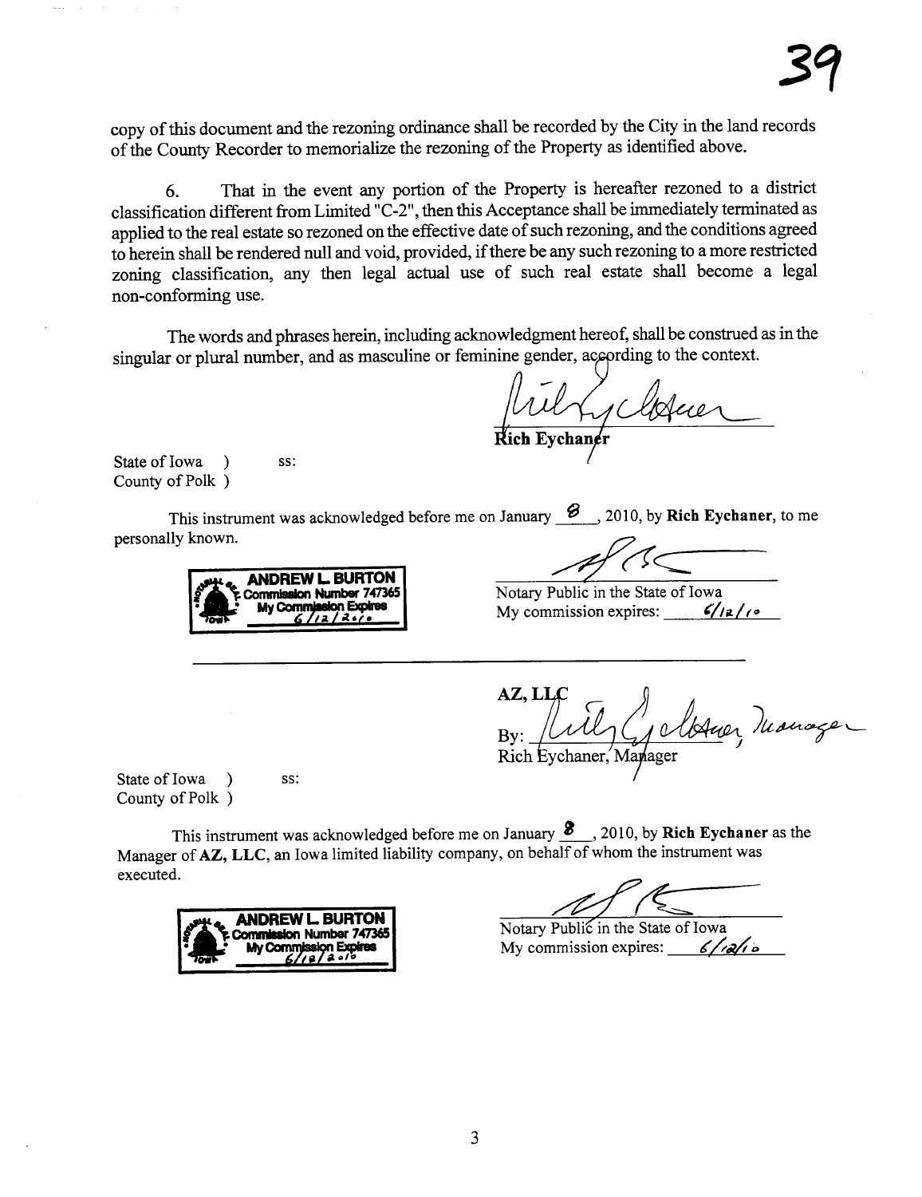copy of this document and the rezoning ordinance shall be recorded by the City in the land records of the County Recorder to memorialize the rezoning of the Property as identified above.

6. That in the event any portion of the Property is hereafter rezoned to a district classification different from Limited "C-2", then this Acceptance shall be immediately terminated as applied to the real estate so rezoned on the effective date of such rezoning, and the conditions agreed to herein shall be rendered null and void, provided, if there be any such rezoning to a more restricted zoning classification, any then legal actual use of such real estate shall become a legal non-conforming use.

The words and phrases herein, including acknowledgment hereof, shall be construed as in the singular or plural number, and as masculine or feminine gender, according to the context.

Rich Eychaner

State of Iowa )
County of Polk ) ss:

This instrument was acknowledged before me on January 8, 2010, by **Rich Eychaner**, to me personally known.

ANDREW L. BURTON
Commission Number 747365
My Commission Expires
6/12/2010

Notary Public in the State of Iowa
My commission expires: 6/12/10

---

**AZ, LLC**

By: Rich Eychaner, Manager

State of Iowa )
County of Polk ) ss:

This instrument was acknowledged before me on January 8, 2010, by **Rich Eychaner** as the Manager of **AZ, LLC**, an Iowa limited liability company, on behalf of whom the instrument was executed.

ANDREW L. BURTON
Commission Number 747365
My Commission Expires
6/12/2010

Notary Public in the State of Iowa
My commission expires: 6/12/10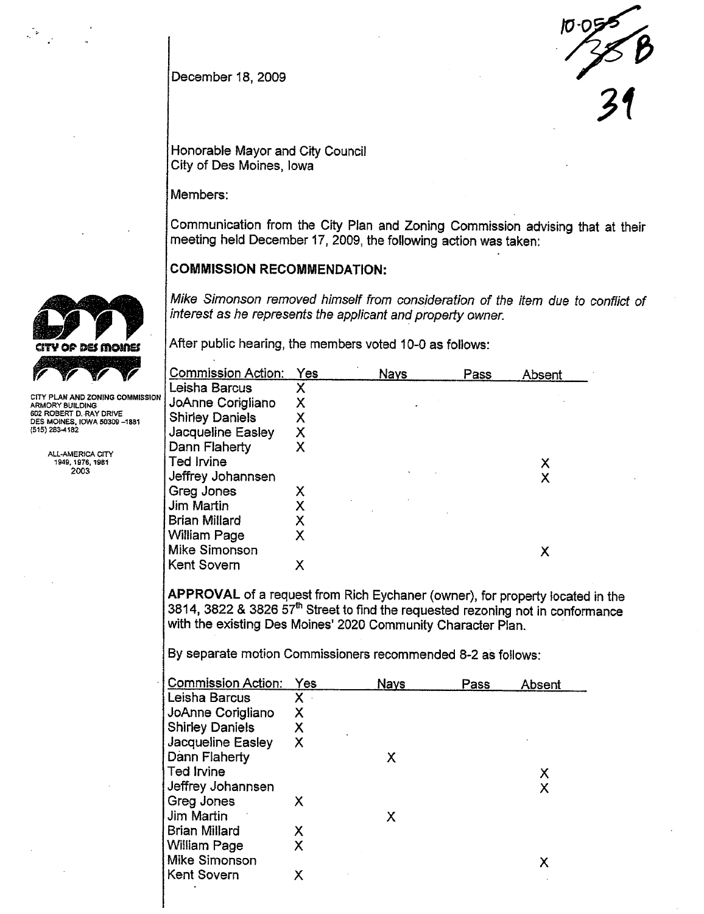December 18, 2009

10-055
38B
39

Honorable Mayor and City Council
City of Des Moines, Iowa

Members:

Communication from the City Plan and Zoning Commission advising that at their meeting held December 17, 2009, the following action was taken:

CITY OF DES MOINES

CITY PLAN AND ZONING COMMISSION
ARMORY BUILDING
602 ROBERT D. RAY DRIVE
DES MOINES, IOWA 50309-1881
(515) 283-4182

ALL-AMERICA CITY
1949, 1976, 1981
2003

**COMMISSION RECOMMENDATION:**

*Mike Simonson removed himself from consideration of the item due to conflict of interest as he represents the applicant and property owner.*

After public hearing, the members voted 10-0 as follows:

| Commission Action: | Yes | Nays | Pass | Absent |
|---|---|---|---|---|
| Leisha Barcus | X | | | |
| JoAnne Corigliano | X | | | |
| Shirley Daniels | X | | | |
| Jacqueline Easley | X | | | |
| Dann Flaherty | X | | | |
| Ted Irvine | | | | X |
| Jeffrey Johannsen | | | | X |
| Greg Jones | X | | | |
| Jim Martin | X | | | |
| Brian Millard | X | | | |
| William Page | X | | | |
| Mike Simonson | | | | X |
| Kent Sovern | X | | | |

**APPROVAL** of a request from Rich Eychaner (owner), for property located in the 3814, 3822 & 3826 57[th] Street to find the requested rezoning not in conformance with the existing Des Moines' 2020 Community Character Plan.

By separate motion Commissioners recommended 8-2 as follows:

| Commission Action: | Yes | Nays | Pass | Absent |
|---|---|---|---|---|
| Leisha Barcus | X | | | |
| JoAnne Corigliano | X | | | |
| Shirley Daniels | X | | | |
| Jacqueline Easley | X | | | |
| Dann Flaherty | | X | | |
| Ted Irvine | | | | X |
| Jeffrey Johannsen | | | | X |
| Greg Jones | X | | | |
| Jim Martin | | X | | |
| Brian Millard | X | | | |
| William Page | X | | | |
| Mike Simonson | | | | X |
| Kent Sovern | X | | | |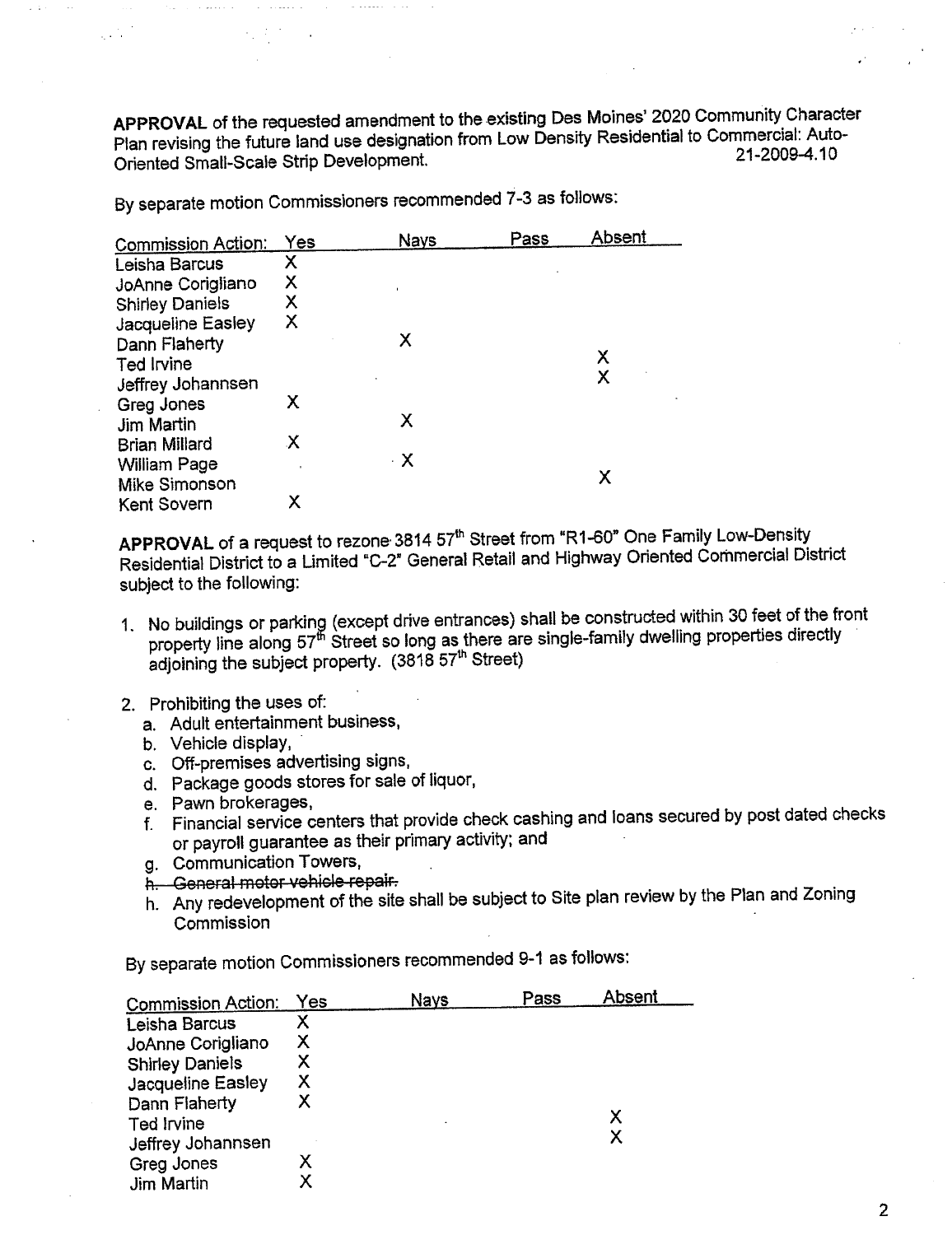**APPROVAL** of the requested amendment to the existing Des Moines' 2020 Community Character Plan revising the future land use designation from Low Density Residential to Commercial: Auto-Oriented Small-Scale Strip Development. 21-2009-4.10

By separate motion Commissioners recommended 7-3 as follows:

| Commission Action: | Yes | Nays | Pass | Absent |
|---|---|---|---|---|
| Leisha Barcus | X | | | |
| JoAnne Corigliano | X | | | |
| Shirley Daniels | X | | | |
| Jacqueline Easley | X | | | |
| Dann Flaherty | | X | | |
| Ted Irvine | | | | X |
| Jeffrey Johannsen | | | | X |
| Greg Jones | X | | | |
| Jim Martin | | X | | |
| Brian Millard | X | | | |
| William Page | | X | | |
| Mike Simonson | | | | X |
| Kent Sovern | X | | | |

**APPROVAL** of a request to rezone 3814 57th Street from "R1-60" One Family Low-Density Residential District to a Limited "C-2" General Retail and Highway Oriented Commercial District subject to the following:

1. No buildings or parking (except drive entrances) shall be constructed within 30 feet of the front property line along 57th Street so long as there are single-family dwelling properties directly adjoining the subject property. (3818 57th Street)

2. Prohibiting the uses of:
   a. Adult entertainment business,
   b. Vehicle display,
   c. Off-premises advertising signs,
   d. Package goods stores for sale of liquor,
   e. Pawn brokerages,
   f. Financial service centers that provide check cashing and loans secured by post dated checks or payroll guarantee as their primary activity; and
   g. Communication Towers,
   ~~h. General motor vehicle repair.~~
   h. Any redevelopment of the site shall be subject to Site plan review by the Plan and Zoning Commission

By separate motion Commissioners recommended 9-1 as follows:

| Commission Action: | Yes | Nays | Pass | Absent |
|---|---|---|---|---|
| Leisha Barcus | X | | | |
| JoAnne Corigliano | X | | | |
| Shirley Daniels | X | | | |
| Jacqueline Easley | X | | | |
| Dann Flaherty | X | | | |
| Ted Irvine | | | | X |
| Jeffrey Johannsen | | | | X |
| Greg Jones | X | | | |
| Jim Martin | X | | | |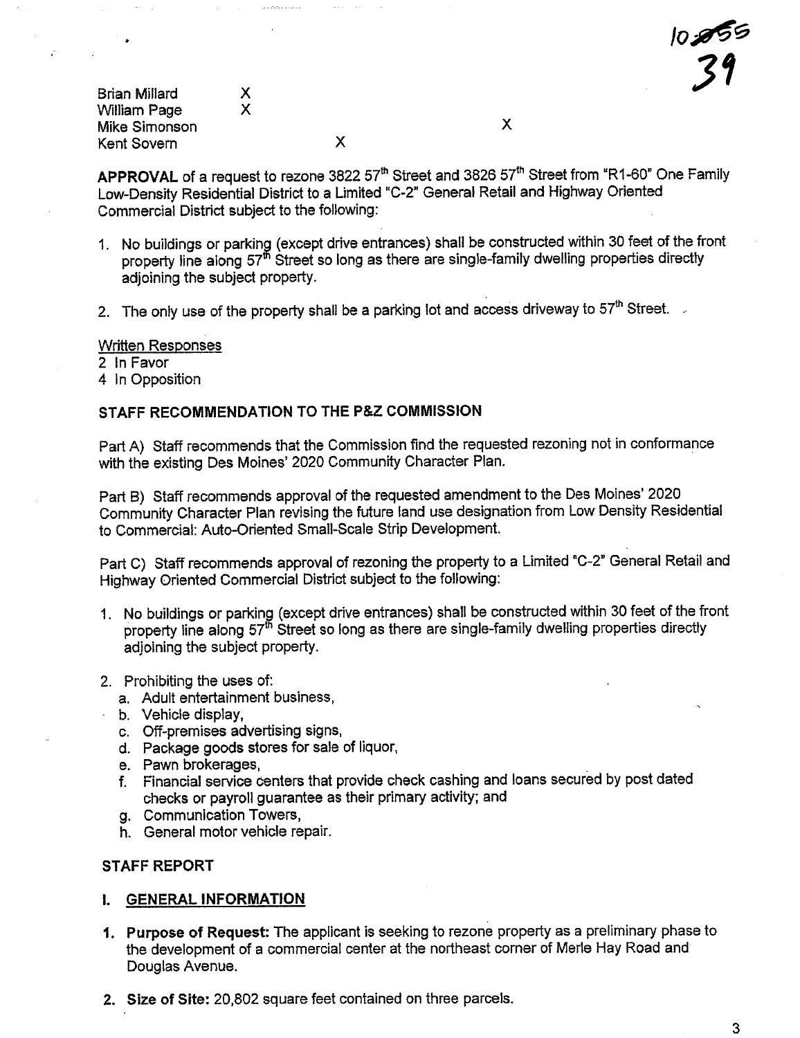10-055
39

| | | | |
|---|---|---|---|
| Brian Millard | X | | |
| William Page | X | | |
| Mike Simonson | | | X |
| Kent Sovern | | X | |

**APPROVAL** of a request to rezone 3822 57th Street and 3826 57th Street from "R1-60" One Family Low-Density Residential District to a Limited "C-2" General Retail and Highway Oriented Commercial District subject to the following:

1. No buildings or parking (except drive entrances) shall be constructed within 30 feet of the front property line along 57th Street so long as there are single-family dwelling properties directly adjoining the subject property.

2. The only use of the property shall be a parking lot and access driveway to 57th Street.

Written Responses
2 In Favor
4 In Opposition

**STAFF RECOMMENDATION TO THE P&Z COMMISSION**

Part A) Staff recommends that the Commission find the requested rezoning not in conformance with the existing Des Moines' 2020 Community Character Plan.

Part B) Staff recommends approval of the requested amendment to the Des Moines' 2020 Community Character Plan revising the future land use designation from Low Density Residential to Commercial: Auto-Oriented Small-Scale Strip Development.

Part C) Staff recommends approval of rezoning the property to a Limited "C-2" General Retail and Highway Oriented Commercial District subject to the following:

1. No buildings or parking (except drive entrances) shall be constructed within 30 feet of the front property line along 57th Street so long as there are single-family dwelling properties directly adjoining the subject property.

2. Prohibiting the uses of:
   a. Adult entertainment business,
   b. Vehicle display,
   c. Off-premises advertising signs,
   d. Package goods stores for sale of liquor,
   e. Pawn brokerages,
   f. Financial service centers that provide check cashing and loans secured by post dated checks or payroll guarantee as their primary activity; and
   g. Communication Towers,
   h. General motor vehicle repair.

**STAFF REPORT**

**I. GENERAL INFORMATION**

1. **Purpose of Request:** The applicant is seeking to rezone property as a preliminary phase to the development of a commercial center at the northeast corner of Merle Hay Road and Douglas Avenue.

2. **Size of Site:** 20,802 square feet contained on three parcels.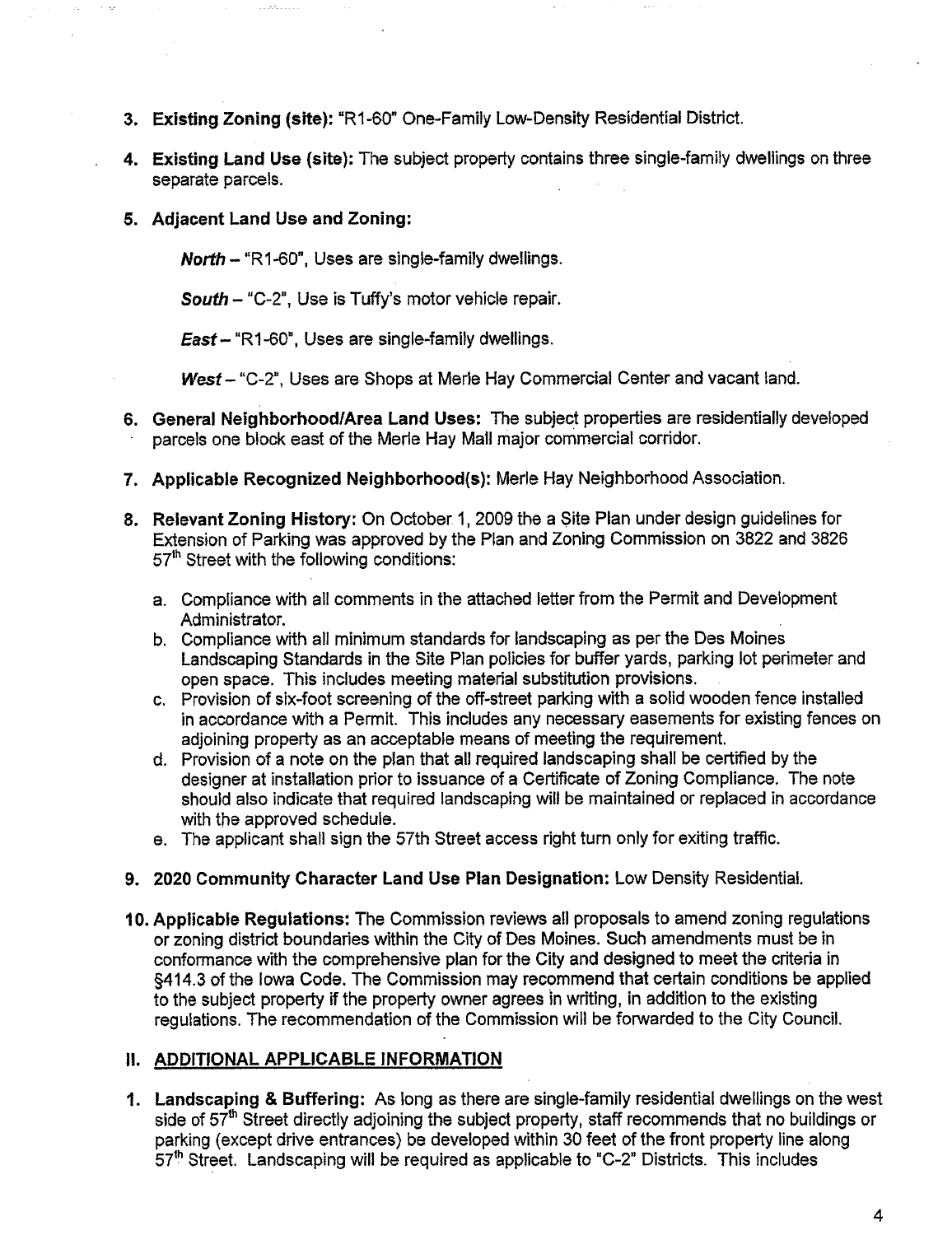3. **Existing Zoning (site):** "R1-60" One-Family Low-Density Residential District.

4. **Existing Land Use (site):** The subject property contains three single-family dwellings on three separate parcels.

5. **Adjacent Land Use and Zoning:**

   ***North*** – "R1-60", Uses are single-family dwellings.

   ***South*** – "C-2", Use is Tuffy's motor vehicle repair.

   ***East*** – "R1-60", Uses are single-family dwellings.

   ***West*** – "C-2", Uses are Shops at Merle Hay Commercial Center and vacant land.

6. **General Neighborhood/Area Land Uses:** The subject properties are residentially developed parcels one block east of the Merle Hay Mall major commercial corridor.

7. **Applicable Recognized Neighborhood(s):** Merle Hay Neighborhood Association.

8. **Relevant Zoning History:** On October 1, 2009 the a Site Plan under design guidelines for Extension of Parking was approved by the Plan and Zoning Commission on 3822 and 3826 57th Street with the following conditions:

   a. Compliance with all comments in the attached letter from the Permit and Development Administrator.
   b. Compliance with all minimum standards for landscaping as per the Des Moines Landscaping Standards in the Site Plan policies for buffer yards, parking lot perimeter and open space. This includes meeting material substitution provisions.
   c. Provision of six-foot screening of the off-street parking with a solid wooden fence installed in accordance with a Permit. This includes any necessary easements for existing fences on adjoining property as an acceptable means of meeting the requirement.
   d. Provision of a note on the plan that all required landscaping shall be certified by the designer at installation prior to issuance of a Certificate of Zoning Compliance. The note should also indicate that required landscaping will be maintained or replaced in accordance with the approved schedule.
   e. The applicant shall sign the 57th Street access right turn only for exiting traffic.

9. **2020 Community Character Land Use Plan Designation:** Low Density Residential.

10. **Applicable Regulations:** The Commission reviews all proposals to amend zoning regulations or zoning district boundaries within the City of Des Moines. Such amendments must be in conformance with the comprehensive plan for the City and designed to meet the criteria in §414.3 of the Iowa Code. The Commission may recommend that certain conditions be applied to the subject property if the property owner agrees in writing, in addition to the existing regulations. The recommendation of the Commission will be forwarded to the City Council.

## II. ADDITIONAL APPLICABLE INFORMATION

1. **Landscaping & Buffering:** As long as there are single-family residential dwellings on the west side of 57th Street directly adjoining the subject property, staff recommends that no buildings or parking (except drive entrances) be developed within 30 feet of the front property line along 57th Street. Landscaping will be required as applicable to "C-2" Districts. This includes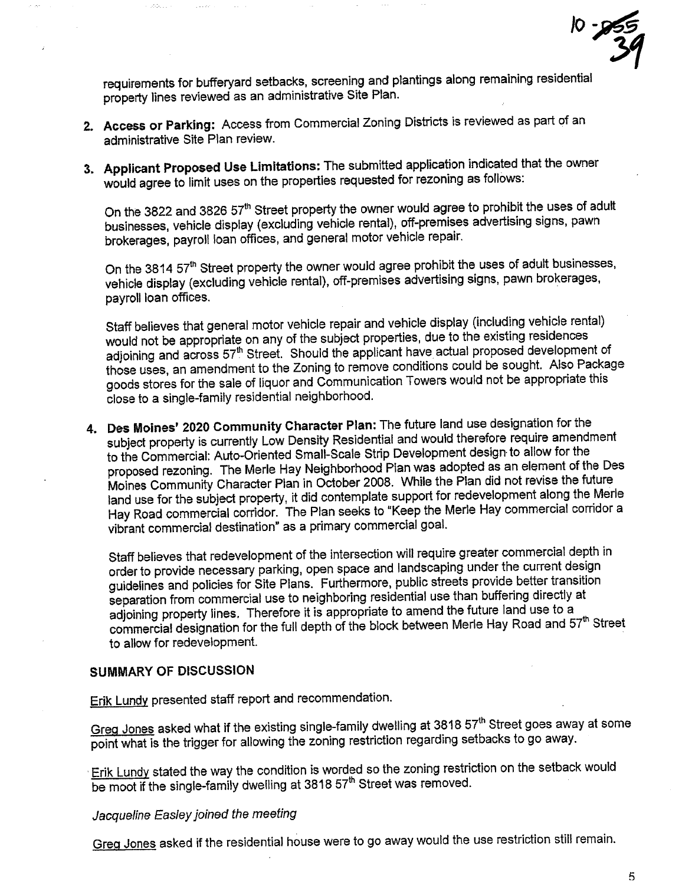requirements for bufferyard setbacks, screening and plantings along remaining residential property lines reviewed as an administrative Site Plan.

2. **Access or Parking:** Access from Commercial Zoning Districts is reviewed as part of an administrative Site Plan review.

3. **Applicant Proposed Use Limitations:** The submitted application indicated that the owner would agree to limit uses on the properties requested for rezoning as follows:

   On the 3822 and 3826 57th Street property the owner would agree to prohibit the uses of adult businesses, vehicle display (excluding vehicle rental), off-premises advertising signs, pawn brokerages, payroll loan offices, and general motor vehicle repair.

   On the 3814 57th Street property the owner would agree prohibit the uses of adult businesses, vehicle display (excluding vehicle rental), off-premises advertising signs, pawn brokerages, payroll loan offices.

   Staff believes that general motor vehicle repair and vehicle display (including vehicle rental) would not be appropriate on any of the subject properties, due to the existing residences adjoining and across 57th Street. Should the applicant have actual proposed development of those uses, an amendment to the Zoning to remove conditions could be sought. Also Package goods stores for the sale of liquor and Communication Towers would not be appropriate this close to a single-family residential neighborhood.

4. **Des Moines' 2020 Community Character Plan:** The future land use designation for the subject property is currently Low Density Residential and would therefore require amendment to the Commercial: Auto-Oriented Small-Scale Strip Development design to allow for the proposed rezoning. The Merle Hay Neighborhood Plan was adopted as an element of the Des Moines Community Character Plan in October 2008. While the Plan did not revise the future land use for the subject property, it did contemplate support for redevelopment along the Merle Hay Road commercial corridor. The Plan seeks to "Keep the Merle Hay commercial corridor a vibrant commercial destination" as a primary commercial goal.

   Staff believes that redevelopment of the intersection will require greater commercial depth in order to provide necessary parking, open space and landscaping under the current design guidelines and policies for Site Plans. Furthermore, public streets provide better transition separation from commercial use to neighboring residential use than buffering directly at adjoining property lines. Therefore it is appropriate to amend the future land use to a commercial designation for the full depth of the block between Merle Hay Road and 57th Street to allow for redevelopment.

## SUMMARY OF DISCUSSION

Erik Lundy presented staff report and recommendation.

Greg Jones asked what if the existing single-family dwelling at 3818 57th Street goes away at some point what is the trigger for allowing the zoning restriction regarding setbacks to go away.

Erik Lundy stated the way the condition is worded so the zoning restriction on the setback would be moot if the single-family dwelling at 3818 57th Street was removed.

*Jacqueline Easley joined the meeting*

Greg Jones asked if the residential house were to go away would the use restriction still remain.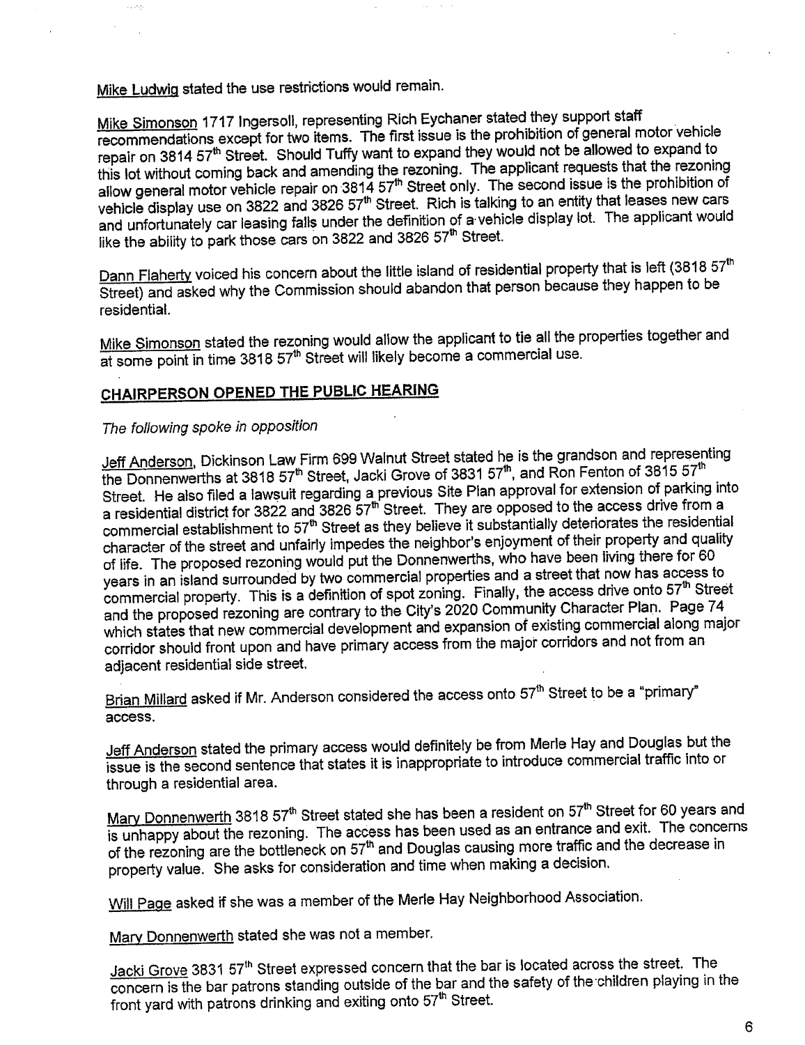Mike Ludwig stated the use restrictions would remain.

Mike Simonson 1717 Ingersoll, representing Rich Eychaner stated they support staff recommendations except for two items. The first issue is the prohibition of general motor vehicle repair on 3814 57th Street. Should Tuffy want to expand they would not be allowed to expand to this lot without coming back and amending the rezoning. The applicant requests that the rezoning allow general motor vehicle repair on 3814 57th Street only. The second issue is the prohibition of vehicle display use on 3822 and 3826 57th Street. Rich is talking to an entity that leases new cars and unfortunately car leasing falls under the definition of a vehicle display lot. The applicant would like the ability to park those cars on 3822 and 3826 57th Street.

Dann Flaherty voiced his concern about the little island of residential property that is left (3818 57th Street) and asked why the Commission should abandon that person because they happen to be residential.

Mike Simonson stated the rezoning would allow the applicant to tie all the properties together and at some point in time 3818 57th Street will likely become a commercial use.

## CHAIRPERSON OPENED THE PUBLIC HEARING

*The following spoke in opposition*

Jeff Anderson, Dickinson Law Firm 699 Walnut Street stated he is the grandson and representing the Donnenwerths at 3818 57th Street, Jacki Grove of 3831 57th, and Ron Fenton of 3815 57th Street. He also filed a lawsuit regarding a previous Site Plan approval for extension of parking into a residential district for 3822 and 3826 57th Street. They are opposed to the access drive from a commercial establishment to 57th Street as they believe it substantially deteriorates the residential character of the street and unfairly impedes the neighbor's enjoyment of their property and quality of life. The proposed rezoning would put the Donnenwerths, who have been living there for 60 years in an island surrounded by two commercial properties and a street that now has access to commercial property. This is a definition of spot zoning. Finally, the access drive onto 57th Street and the proposed rezoning are contrary to the City's 2020 Community Character Plan. Page 74 which states that new commercial development and expansion of existing commercial along major corridor should front upon and have primary access from the major corridors and not from an adjacent residential side street.

Brian Millard asked if Mr. Anderson considered the access onto 57th Street to be a "primary" access.

Jeff Anderson stated the primary access would definitely be from Merle Hay and Douglas but the issue is the second sentence that states it is inappropriate to introduce commercial traffic into or through a residential area.

Mary Donnenwerth 3818 57th Street stated she has been a resident on 57th Street for 60 years and is unhappy about the rezoning. The access has been used as an entrance and exit. The concerns of the rezoning are the bottleneck on 57th and Douglas causing more traffic and the decrease in property value. She asks for consideration and time when making a decision.

Will Page asked if she was a member of the Merle Hay Neighborhood Association.

Mary Donnenwerth stated she was not a member.

Jacki Grove 3831 57th Street expressed concern that the bar is located across the street. The concern is the bar patrons standing outside of the bar and the safety of the children playing in the front yard with patrons drinking and exiting onto 57th Street.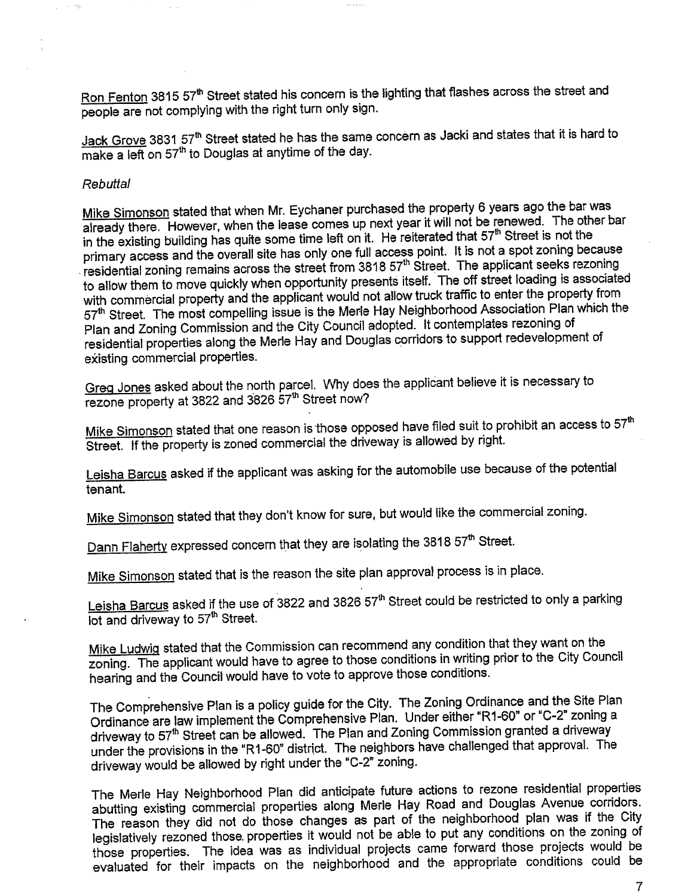Ron Fenton 3815 57th Street stated his concern is the lighting that flashes across the street and people are not complying with the right turn only sign.

Jack Grove 3831 57th Street stated he has the same concern as Jacki and states that it is hard to make a left on 57th to Douglas at anytime of the day.

*Rebuttal*

Mike Simonson stated that when Mr. Eychaner purchased the property 6 years ago the bar was already there. However, when the lease comes up next year it will not be renewed. The other bar in the existing building has quite some time left on it. He reiterated that 57th Street is not the primary access and the overall site has only one full access point. It is not a spot zoning because residential zoning remains across the street from 3818 57th Street. The applicant seeks rezoning to allow them to move quickly when opportunity presents itself. The off street loading is associated with commercial property and the applicant would not allow truck traffic to enter the property from 57th Street. The most compelling issue is the Merle Hay Neighborhood Association Plan which the Plan and Zoning Commission and the City Council adopted. It contemplates rezoning of residential properties along the Merle Hay and Douglas corridors to support redevelopment of existing commercial properties.

Greg Jones asked about the north parcel. Why does the applicant believe it is necessary to rezone property at 3822 and 3826 57th Street now?

Mike Simonson stated that one reason is those opposed have filed suit to prohibit an access to 57th Street. If the property is zoned commercial the driveway is allowed by right.

Leisha Barcus asked if the applicant was asking for the automobile use because of the potential tenant.

Mike Simonson stated that they don't know for sure, but would like the commercial zoning.

Dann Flaherty expressed concern that they are isolating the 3818 57th Street.

Mike Simonson stated that is the reason the site plan approval process is in place.

Leisha Barcus asked if the use of 3822 and 3826 57th Street could be restricted to only a parking lot and driveway to 57th Street.

Mike Ludwig stated that the Commission can recommend any condition that they want on the zoning. The applicant would have to agree to those conditions in writing prior to the City Council hearing and the Council would have to vote to approve those conditions.

The Comprehensive Plan is a policy guide for the City. The Zoning Ordinance and the Site Plan Ordinance are law implement the Comprehensive Plan. Under either "R1-60" or "C-2" zoning a driveway to 57th Street can be allowed. The Plan and Zoning Commission granted a driveway under the provisions in the "R1-60" district. The neighbors have challenged that approval. The driveway would be allowed by right under the "C-2" zoning.

The Merle Hay Neighborhood Plan did anticipate future actions to rezone residential properties abutting existing commercial properties along Merle Hay Road and Douglas Avenue corridors. The reason they did not do those changes as part of the neighborhood plan was if the City legislatively rezoned those properties it would not be able to put any conditions on the zoning of those properties. The idea was as individual projects came forward those projects would be evaluated for their impacts on the neighborhood and the appropriate conditions could be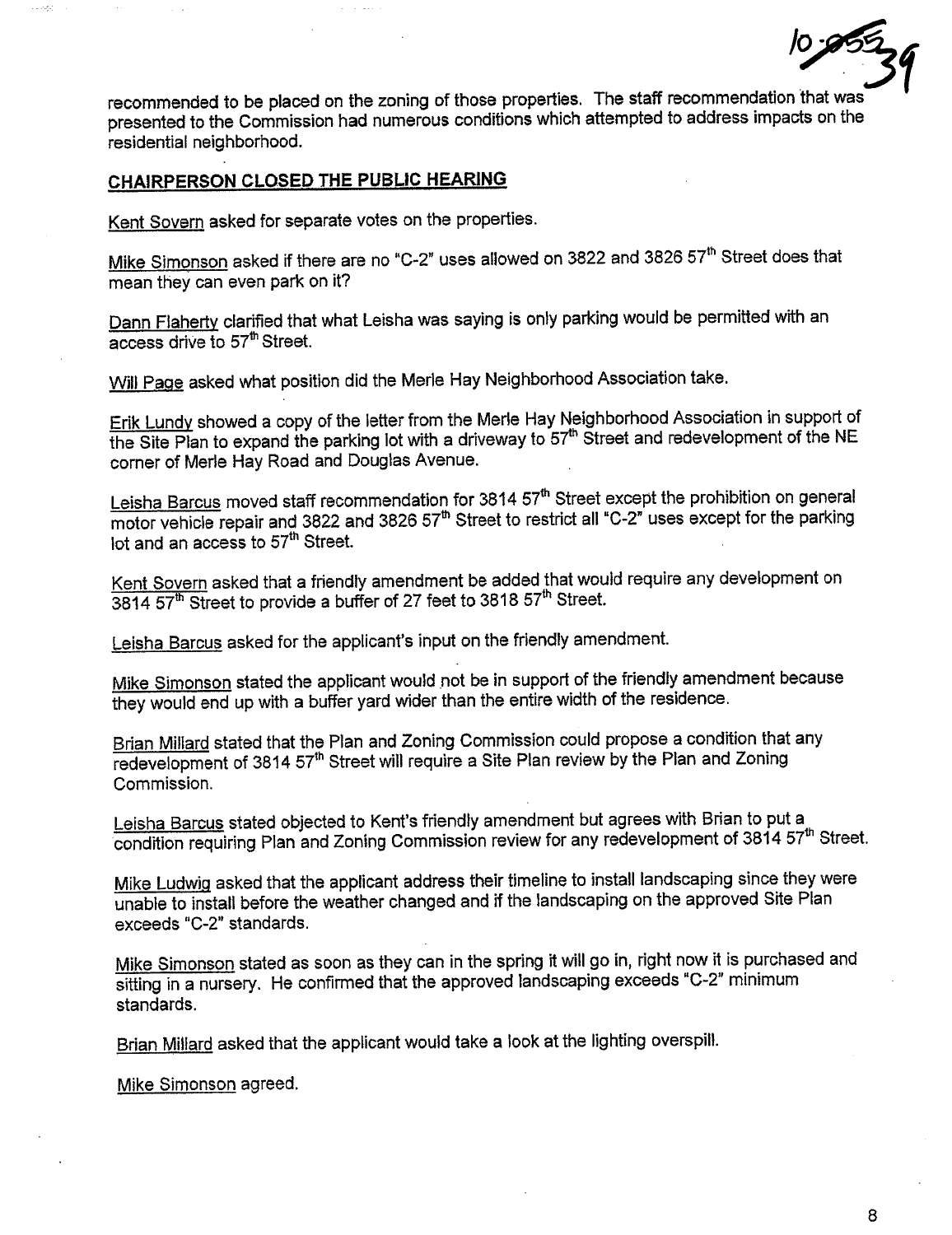recommended to be placed on the zoning of those properties. The staff recommendation that was presented to the Commission had numerous conditions which attempted to address impacts on the residential neighborhood.

**CHAIRPERSON CLOSED THE PUBLIC HEARING**

Kent Sovern asked for separate votes on the properties.

Mike Simonson asked if there are no "C-2" uses allowed on 3822 and 3826 57th Street does that mean they can even park on it?

Dann Flaherty clarified that what Leisha was saying is only parking would be permitted with an access drive to 57th Street.

Will Page asked what position did the Merle Hay Neighborhood Association take.

Erik Lundy showed a copy of the letter from the Merle Hay Neighborhood Association in support of the Site Plan to expand the parking lot with a driveway to 57th Street and redevelopment of the NE corner of Merle Hay Road and Douglas Avenue.

Leisha Barcus moved staff recommendation for 3814 57th Street except the prohibition on general motor vehicle repair and 3822 and 3826 57th Street to restrict all "C-2" uses except for the parking lot and an access to 57th Street.

Kent Sovern asked that a friendly amendment be added that would require any development on 3814 57th Street to provide a buffer of 27 feet to 3818 57th Street.

Leisha Barcus asked for the applicant's input on the friendly amendment.

Mike Simonson stated the applicant would not be in support of the friendly amendment because they would end up with a buffer yard wider than the entire width of the residence.

Brian Millard stated that the Plan and Zoning Commission could propose a condition that any redevelopment of 3814 57th Street will require a Site Plan review by the Plan and Zoning Commission.

Leisha Barcus stated objected to Kent's friendly amendment but agrees with Brian to put a condition requiring Plan and Zoning Commission review for any redevelopment of 3814 57th Street.

Mike Ludwig asked that the applicant address their timeline to install landscaping since they were unable to install before the weather changed and if the landscaping on the approved Site Plan exceeds "C-2" standards.

Mike Simonson stated as soon as they can in the spring it will go in, right now it is purchased and sitting in a nursery. He confirmed that the approved landscaping exceeds "C-2" minimum standards.

Brian Millard asked that the applicant would take a look at the lighting overspill.

Mike Simonson agreed.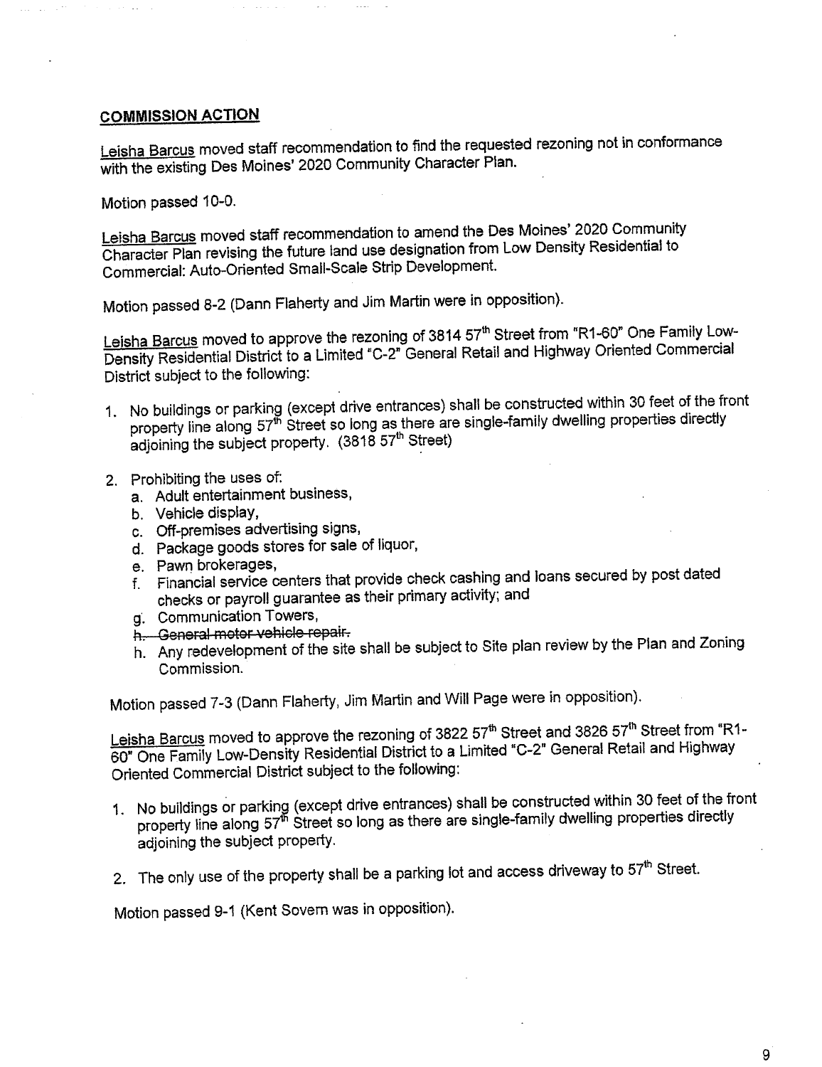## COMMISSION ACTION

Leisha Barcus moved staff recommendation to find the requested rezoning not in conformance with the existing Des Moines' 2020 Community Character Plan.

Motion passed 10-0.

Leisha Barcus moved staff recommendation to amend the Des Moines' 2020 Community Character Plan revising the future land use designation from Low Density Residential to Commercial: Auto-Oriented Small-Scale Strip Development.

Motion passed 8-2 (Dann Flaherty and Jim Martin were in opposition).

Leisha Barcus moved to approve the rezoning of 3814 57th Street from "R1-60" One Family Low-Density Residential District to a Limited "C-2" General Retail and Highway Oriented Commercial District subject to the following:

1. No buildings or parking (except drive entrances) shall be constructed within 30 feet of the front property line along 57th Street so long as there are single-family dwelling properties directly adjoining the subject property. (3818 57th Street)
2. Prohibiting the uses of:
   a. Adult entertainment business,
   b. Vehicle display,
   c. Off-premises advertising signs,
   d. Package goods stores for sale of liquor,
   e. Pawn brokerages,
   f. Financial service centers that provide check cashing and loans secured by post dated checks or payroll guarantee as their primary activity; and
   g. Communication Towers,
   h. ~~General motor vehicle repair.~~
   h. Any redevelopment of the site shall be subject to Site plan review by the Plan and Zoning Commission.

Motion passed 7-3 (Dann Flaherty, Jim Martin and Will Page were in opposition).

Leisha Barcus moved to approve the rezoning of 3822 57th Street and 3826 57th Street from "R1-60" One Family Low-Density Residential District to a Limited "C-2" General Retail and Highway Oriented Commercial District subject to the following:

1. No buildings or parking (except drive entrances) shall be constructed within 30 feet of the front property line along 57th Street so long as there are single-family dwelling properties directly adjoining the subject property.
2. The only use of the property shall be a parking lot and access driveway to 57th Street.

Motion passed 9-1 (Kent Sovern was in opposition).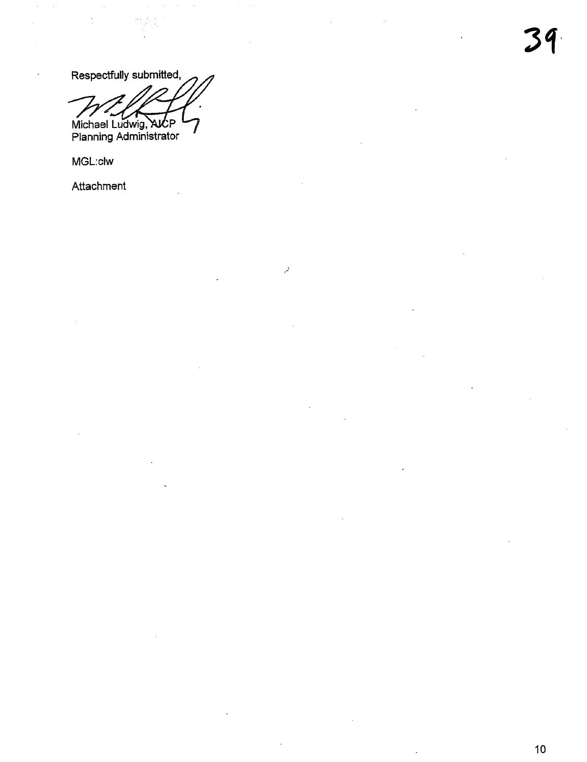Respectfully submitted,

Michael Ludwig, AICP
Planning Administrator

MGL:clw

Attachment